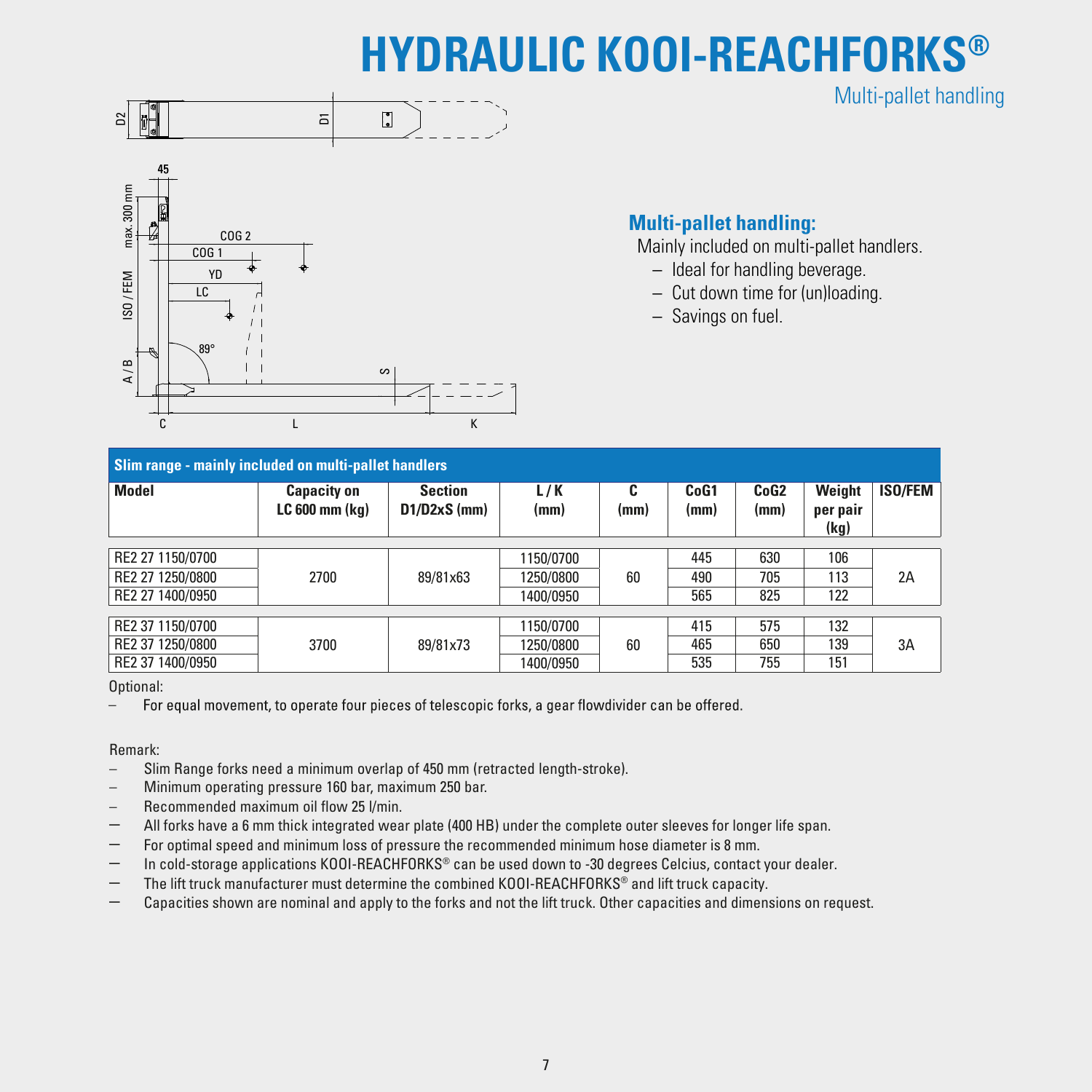# HYDRAULIC KOOI-REACHFORKS®

Multi-pallet handling

## Multi-pallet handling:

Mainly included on multi-pallet handlers.

- Ideal for handling beverage.
- Cut down time for (un)loading.
- Savings on fuel.

| Slim range - mainly included on multi-pallet handlers | | | | | | | | |
|---|---|---|---|---|---|---|---|---|
| **Model** | **Capacity on LC 600 mm (kg)** | **Section D1/D2xS (mm)** | **L / K (mm)** | **C (mm)** | **CoG1 (mm)** | **CoG2 (mm)** | **Weight per pair (kg)** | **ISO/FEM** |
| RE2 27 1150/0700 | 2700 | 89/81x63 | 1150/0700 | 60 | 445 | 630 | 106 | 2A |
| RE2 27 1250/0800 | | | 1250/0800 | | 490 | 705 | 113 | |
| RE2 27 1400/0950 | | | 1400/0950 | | 565 | 825 | 122 | |
| RE2 37 1150/0700 | 3700 | 89/81x73 | 1150/0700 | 60 | 415 | 575 | 132 | 3A |
| RE2 37 1250/0800 | | | 1250/0800 | | 465 | 650 | 139 | |
| RE2 37 1400/0950 | | | 1400/0950 | | 535 | 755 | 151 | |

Optional:

- For equal movement, to operate four pieces of telescopic forks, a gear flowdivider can be offered.

Remark:

- Slim Range forks need a minimum overlap of 450 mm (retracted length-stroke).
- Minimum operating pressure 160 bar, maximum 250 bar.
- Recommended maximum oil flow 25 l/min.
- All forks have a 6 mm thick integrated wear plate (400 HB) under the complete outer sleeves for longer life span.
- For optimal speed and minimum loss of pressure the recommended minimum hose diameter is 8 mm.
- In cold-storage applications KOOI-REACHFORKS® can be used down to -30 degrees Celcius, contact your dealer.
- The lift truck manufacturer must determine the combined KOOI-REACHFORKS® and lift truck capacity.
- Capacities shown are nominal and apply to the forks and not the lift truck. Other capacities and dimensions on request.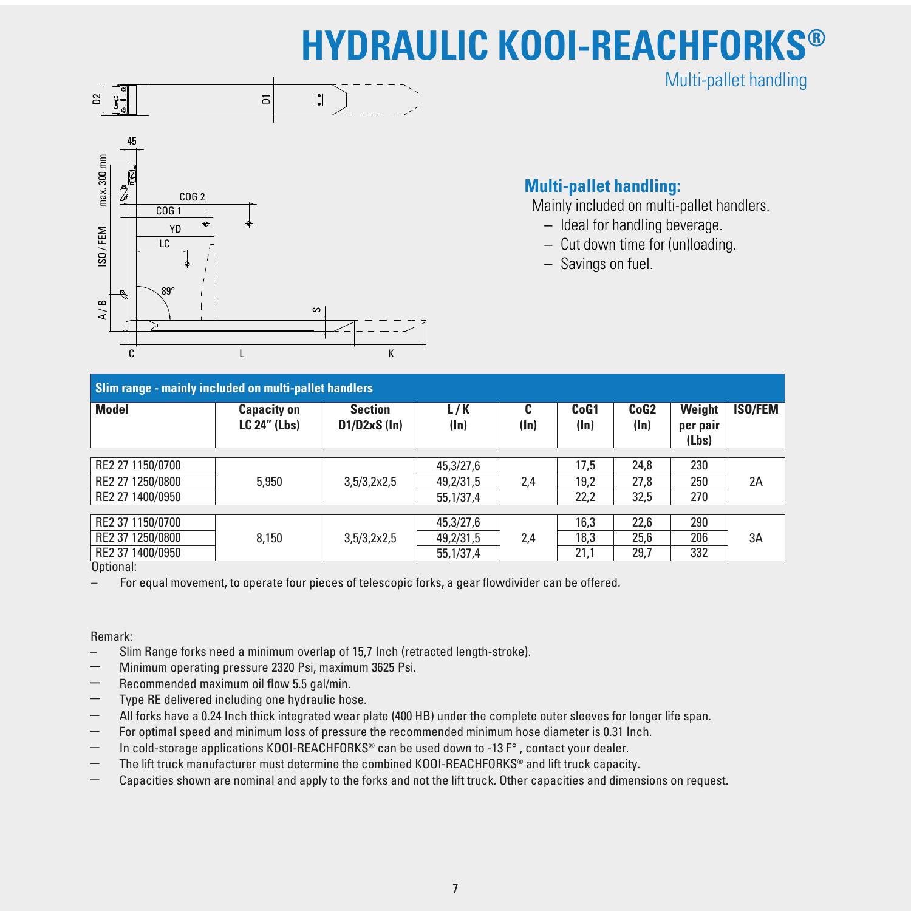# HYDRAULIC KOOI-REACHFORKS®

Multi-pallet handling

D2 D1

45

max. 300 mm

COG 2

COG 1

YD

LC

ISO / FEM

89°

A / B

S

C L K

## Multi-pallet handling:

Mainly included on multi-pallet handlers.

- Ideal for handling beverage.
- Cut down time for (un)loading.
- Savings on fuel.

| Slim range - mainly included on multi-pallet handlers | | | | | | | | |
|---|---|---|---|---|---|---|---|---|
| **Model** | **Capacity on LC 24" (Lbs)** | **Section D1/D2xS (In)** | **L / K (In)** | **C (In)** | **CoG1 (In)** | **CoG2 (In)** | **Weight per pair (Lbs)** | **ISO/FEM** |
| RE2 27 1150/0700 | 5,950 | 3,5/3,2x2,5 | 45,3/27,6 | 2,4 | 17,5 | 24,8 | 230 | 2A |
| RE2 27 1250/0800 | | | 49,2/31,5 | | 19,2 | 27,8 | 250 | |
| RE2 27 1400/0950 | | | 55,1/37,4 | | 22,2 | 32,5 | 270 | |
| RE2 37 1150/0700 | 8,150 | 3,5/3,2x2,5 | 45,3/27,6 | 2,4 | 16,3 | 22,6 | 290 | 3A |
| RE2 37 1250/0800 | | | 49,2/31,5 | | 18,3 | 25,6 | 206 | |
| RE2 37 1400/0950 | | | 55,1/37,4 | | 21,1 | 29,7 | 332 | |

Optional:

- For equal movement, to operate four pieces of telescopic forks, a gear flowdivider can be offered.

Remark:

- Slim Range forks need a minimum overlap of 15,7 Inch (retracted length-stroke).
- Minimum operating pressure 2320 Psi, maximum 3625 Psi.
- Recommended maximum oil flow 5.5 gal/min.
- Type RE delivered including one hydraulic hose.
- All forks have a 0.24 Inch thick integrated wear plate (400 HB) under the complete outer sleeves for longer life span.
- For optimal speed and minimum loss of pressure the recommended minimum hose diameter is 0.31 Inch.
- In cold-storage applications KOOI-REACHFORKS® can be used down to -13 F° , contact your dealer.
- The lift truck manufacturer must determine the combined KOOI-REACHFORKS® and lift truck capacity.
- Capacities shown are nominal and apply to the forks and not the lift truck. Other capacities and dimensions on request.